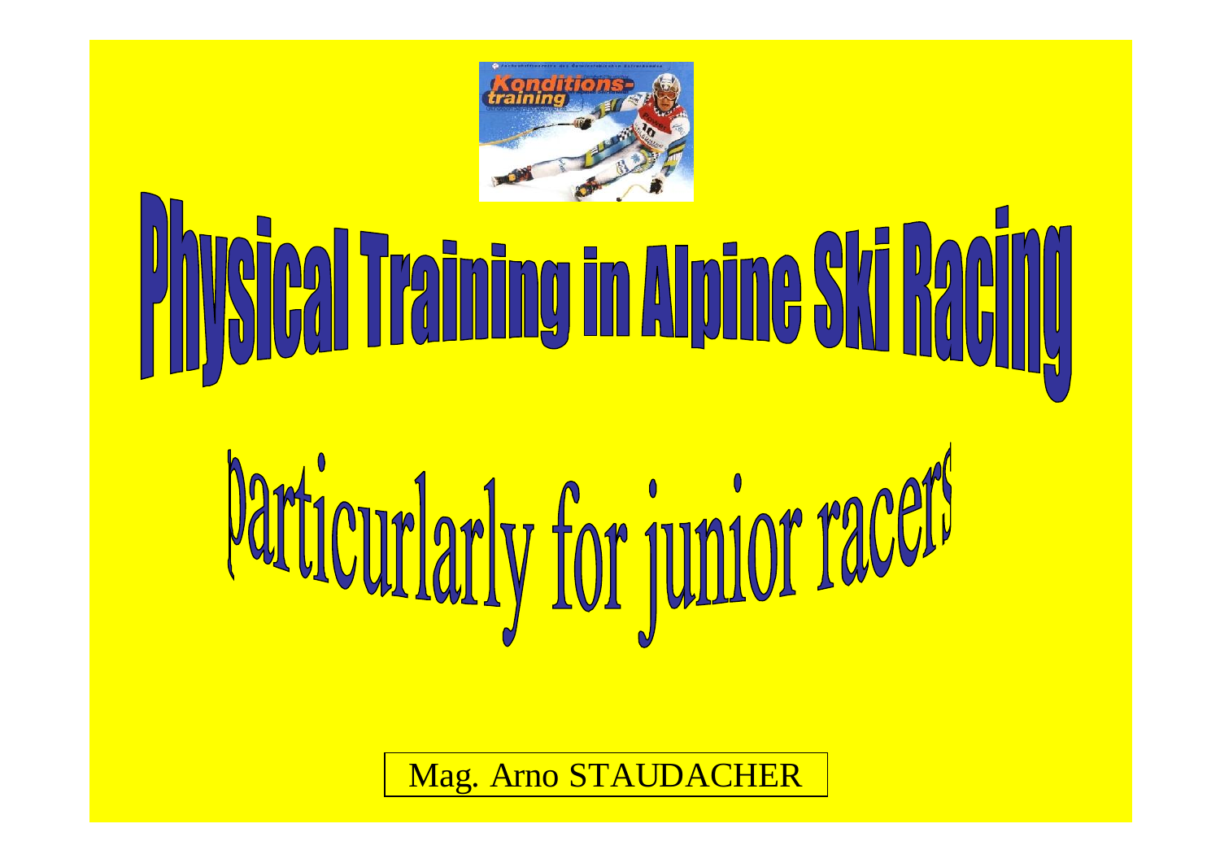# Physical Training in Alpine Ski Racing

## particurlarly for junior racers

Mag. Arno STAUDACHER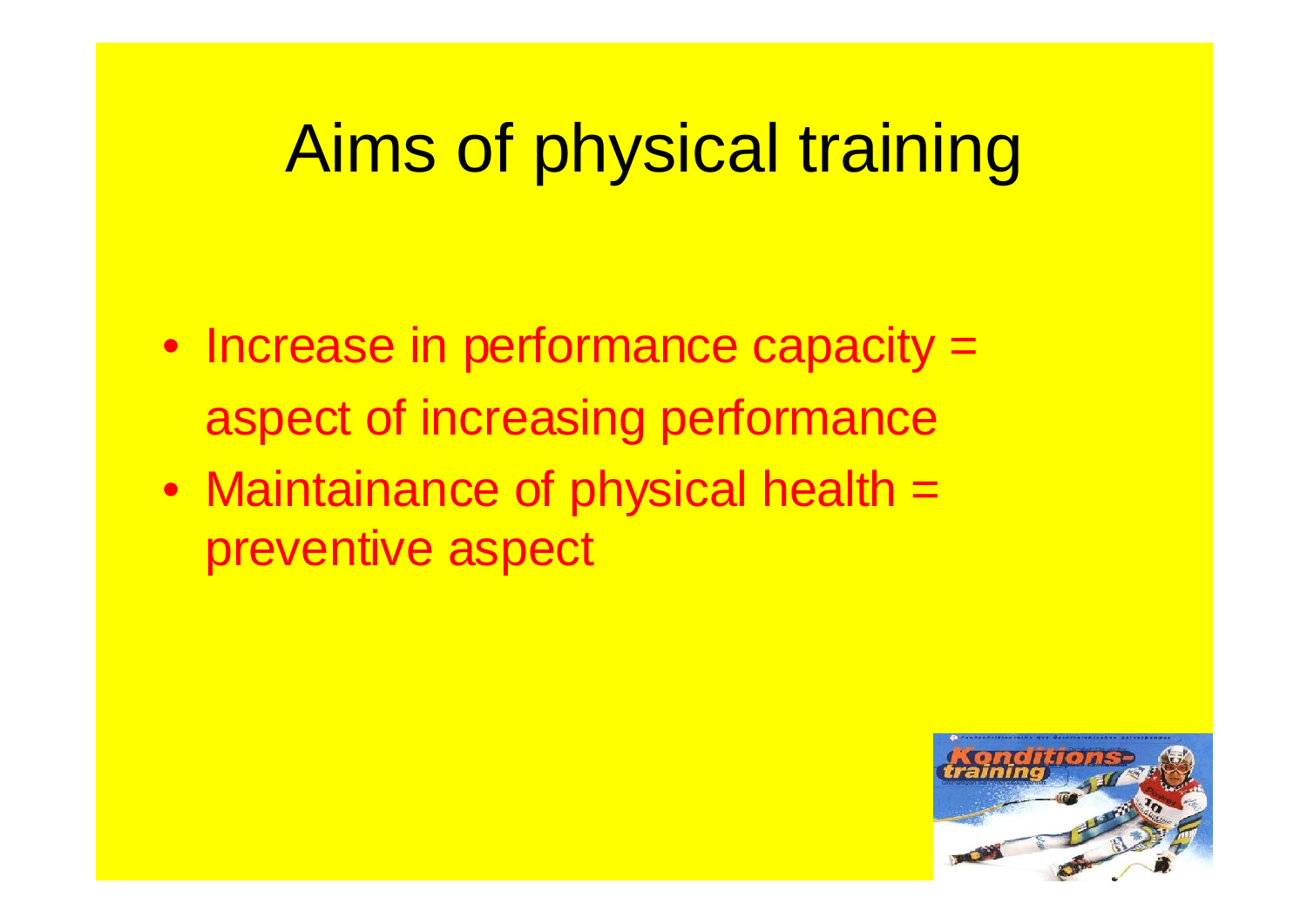# Aims of physical training

- Increase in performance capacity = aspect of increasing performance
- Maintainance of physical health = preventive aspect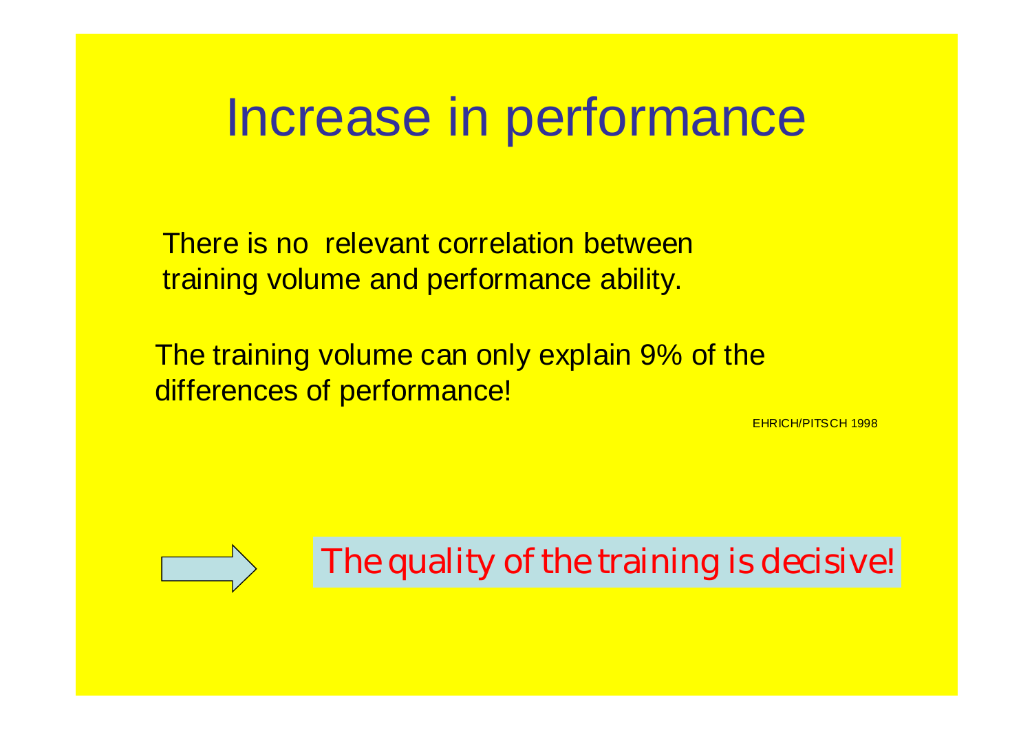# Increase in performance

There is no relevant correlation between training volume and performance ability.

The training volume can only explain 9% of the differences of performance!

EHRICH/PITSCH 1998

→ The quality of the training is decisive!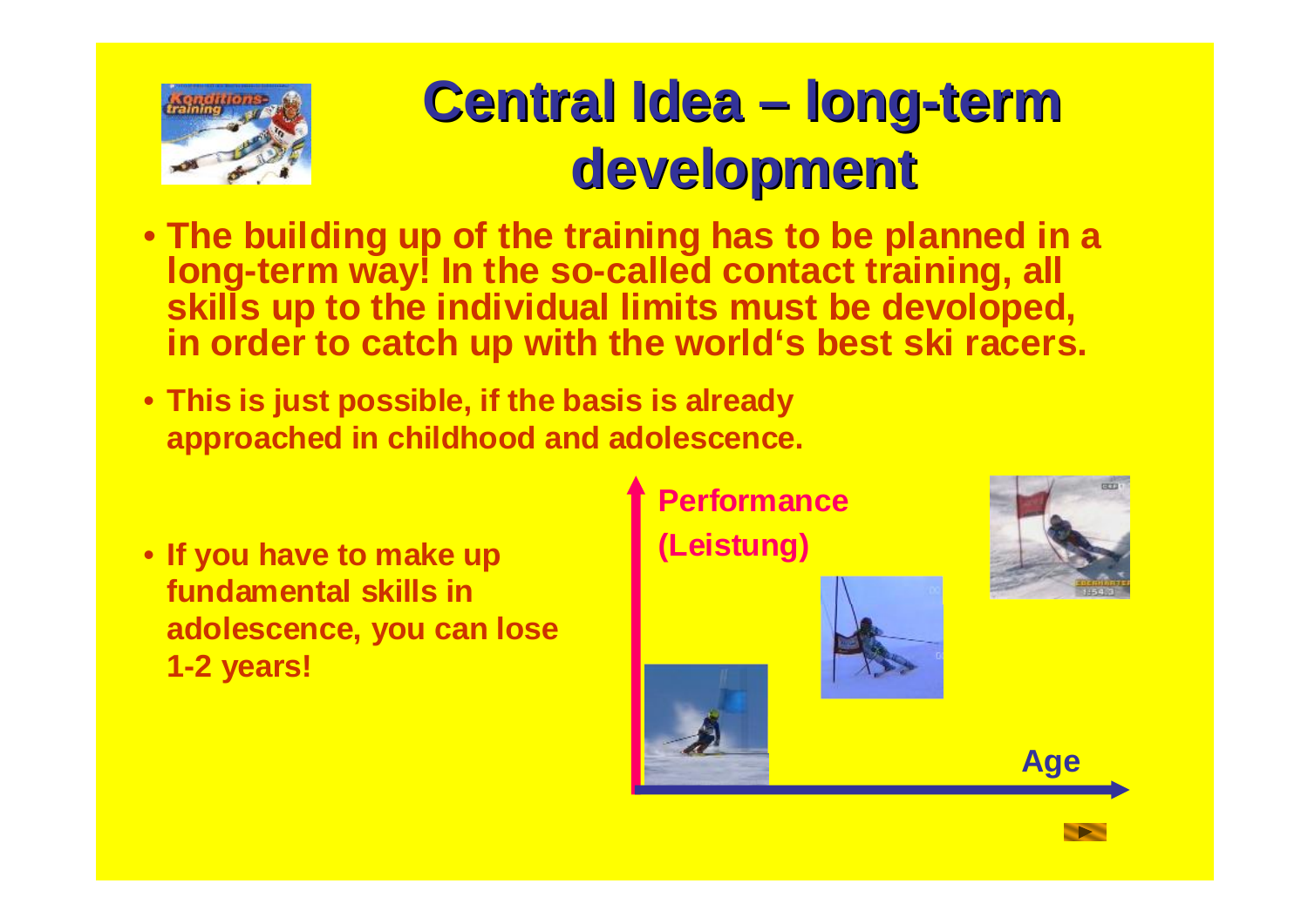# Central Idea – long-term development

- The building up of the training has to be planned in a long-term way! In the so-called contact training, all skills up to the individual limits must be devoloped, in order to catch up with the world's best ski racers.
- This is just possible, if the basis is already approached in childhood and adolescence.
- If you have to make up fundamental skills in adolescence, you can lose 1-2 years!

Performance (Leistung)

Age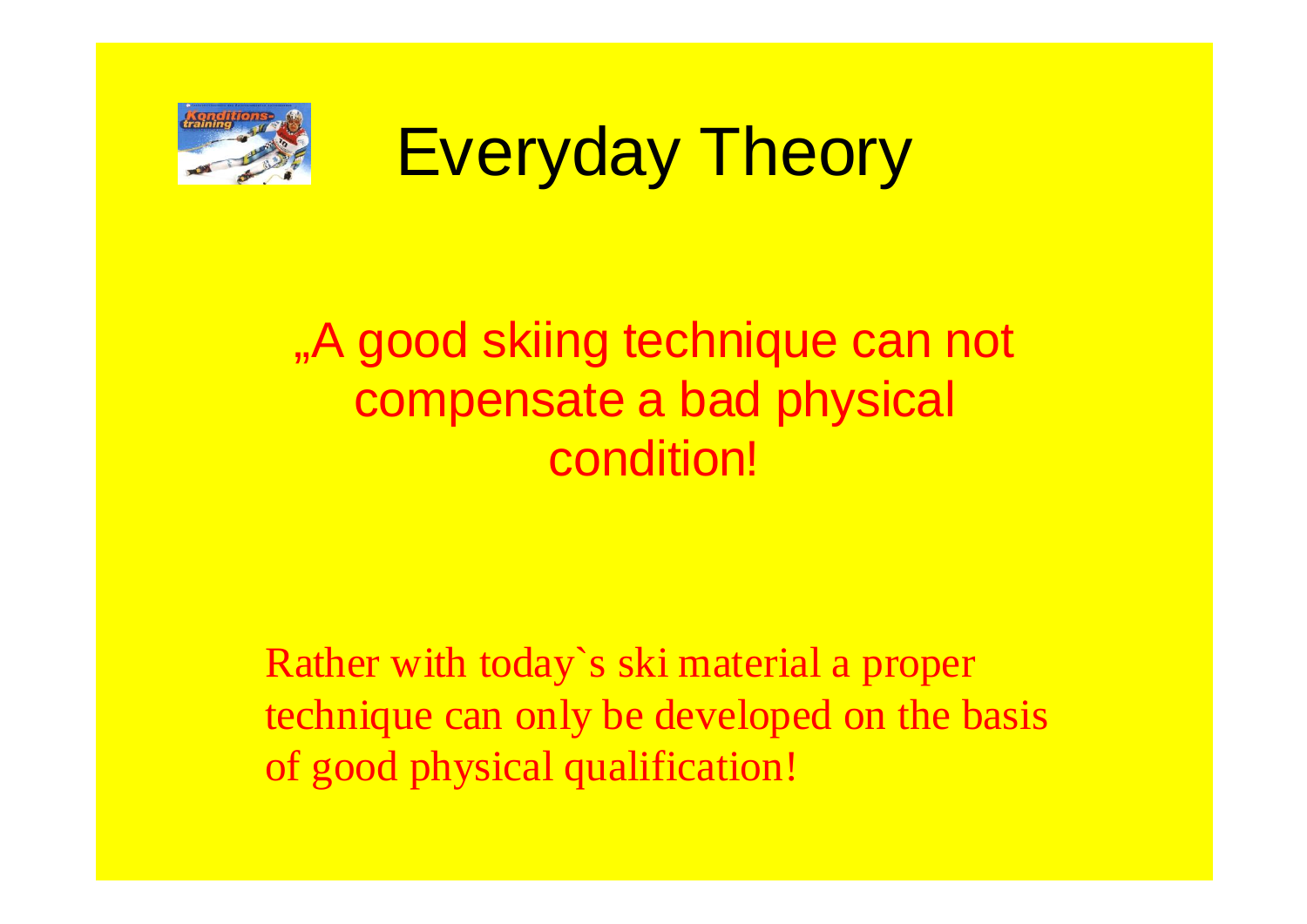# Everyday Theory

„A good skiing technique can not compensate a bad physical condition!

Rather with today`s ski material a proper technique can only be developed on the basis of good physical qualification!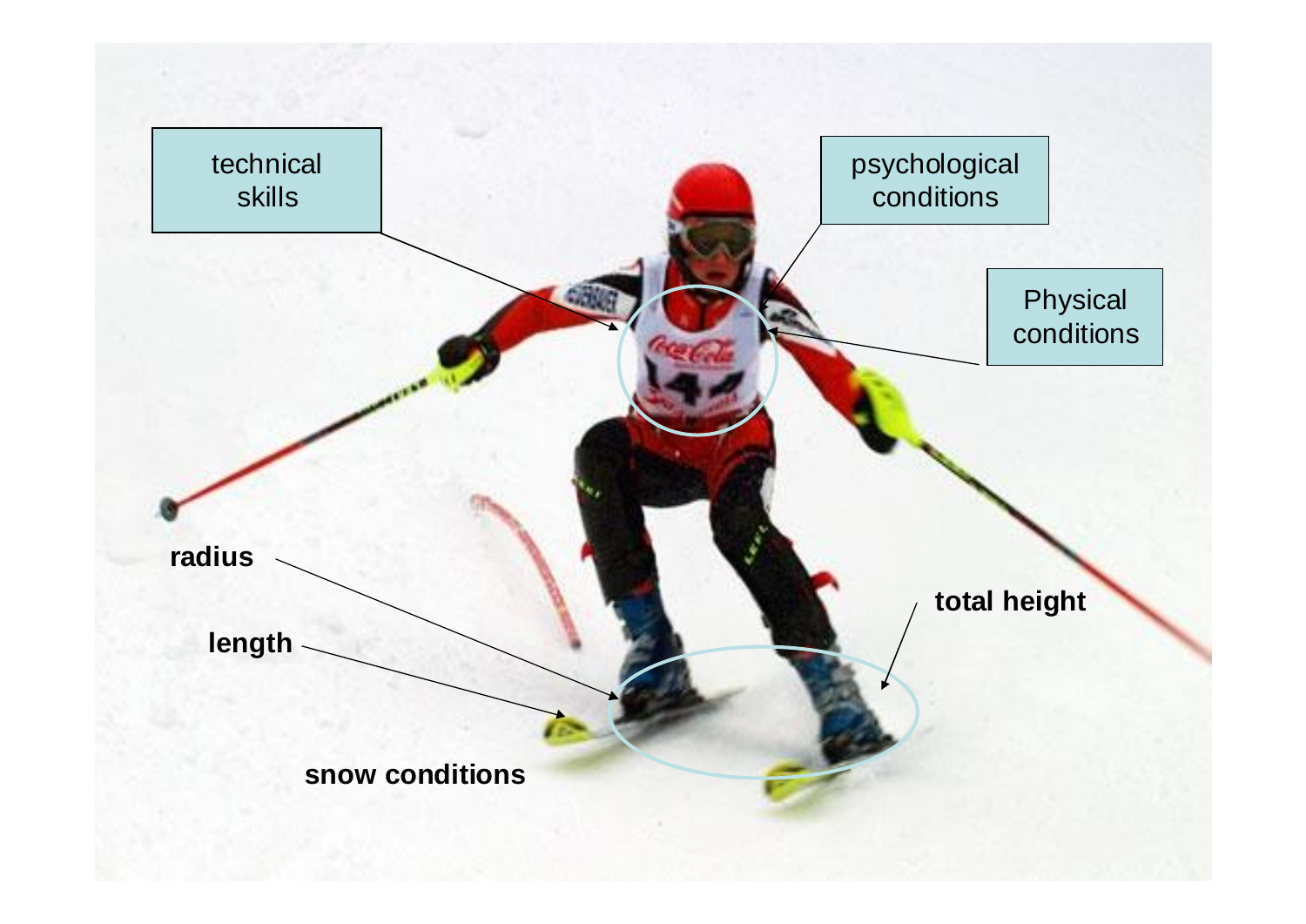technical skills

psychological conditions

Physical conditions

radius

length

total height

snow conditions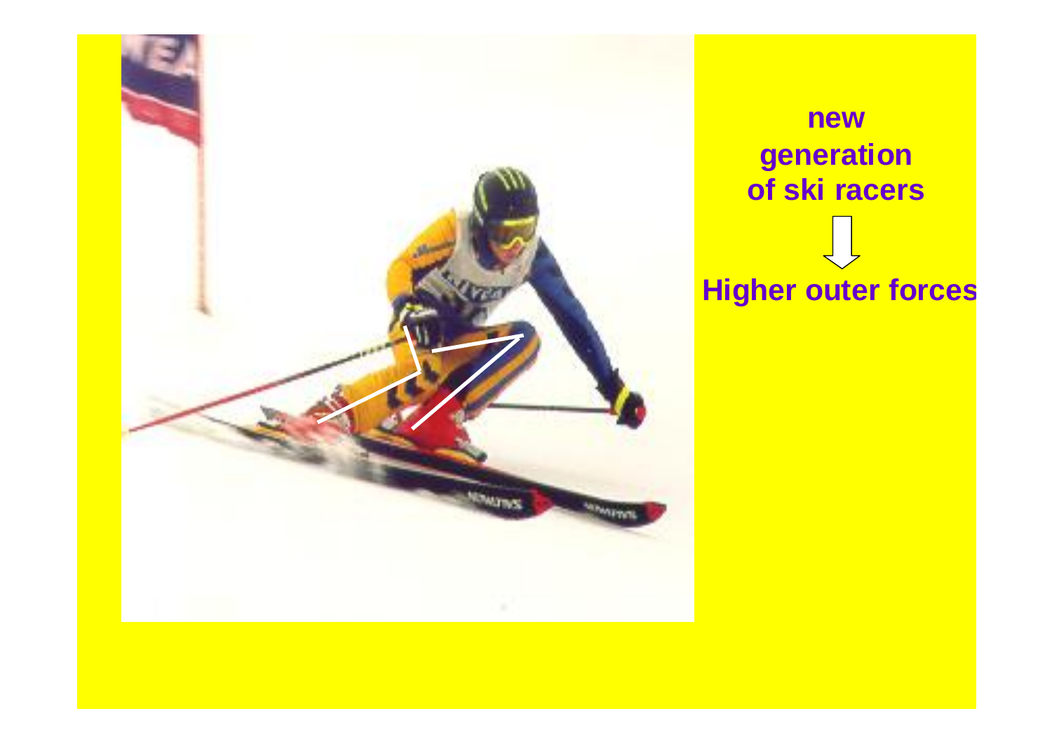**new generation of ski racers**

⇩

**Higher outer forces**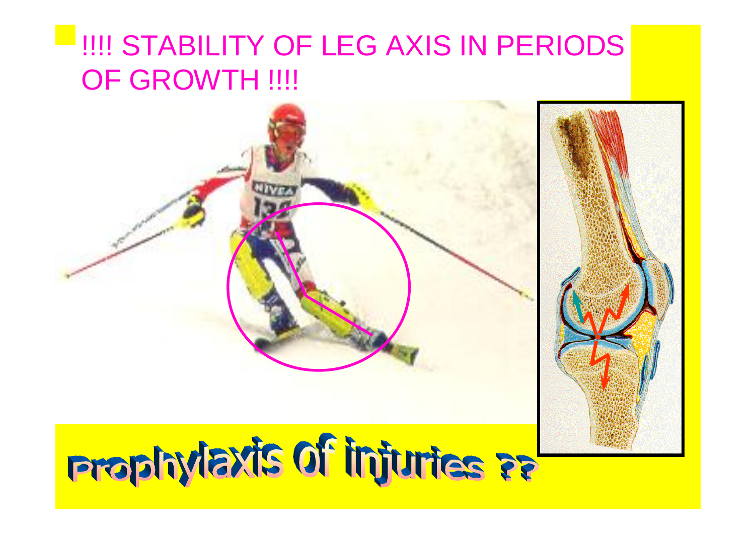- !!!! STABILITY OF LEG AXIS IN PERIODS OF GROWTH !!!!

**Prophylaxis of injuries ??**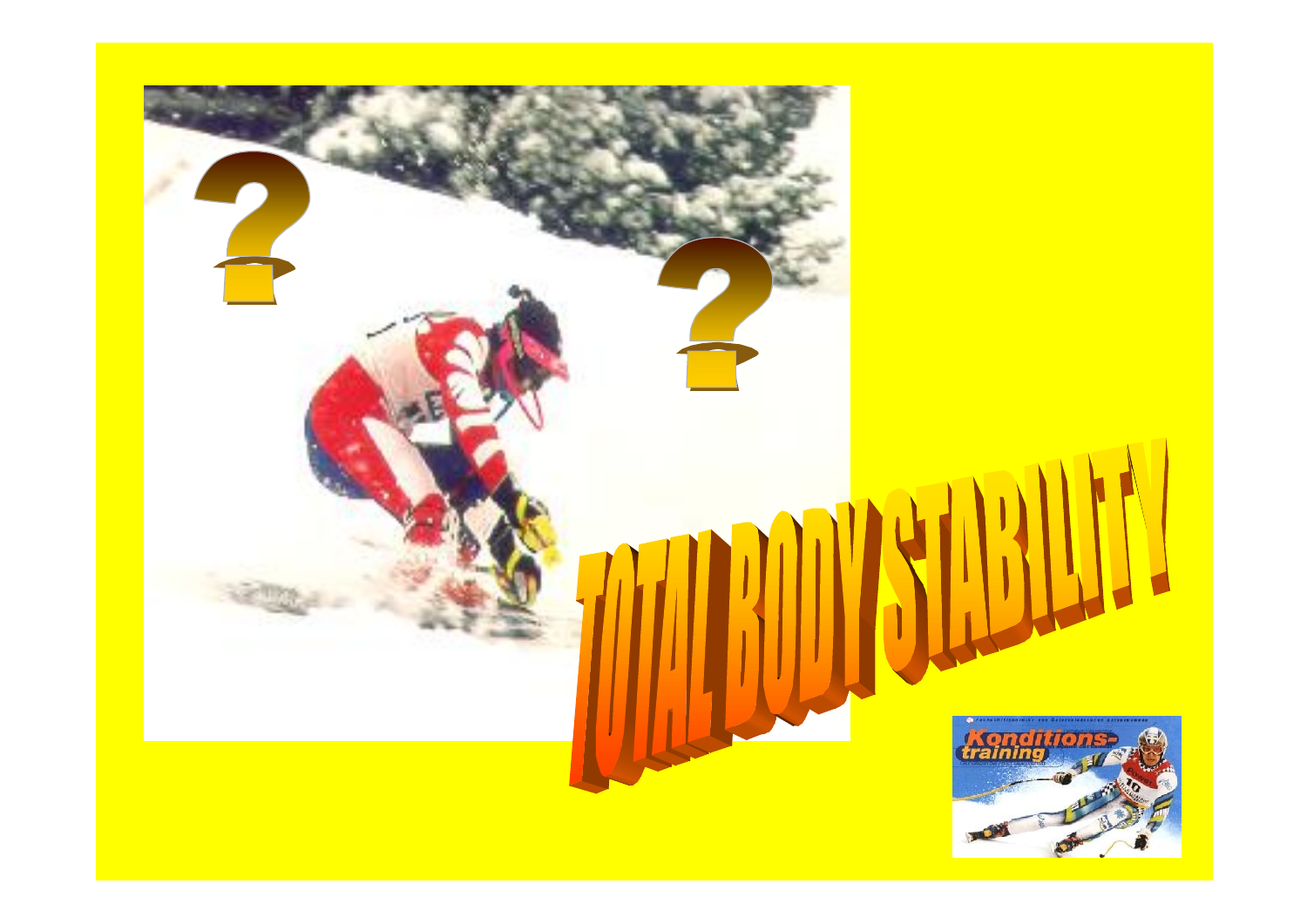# TOTAL BODY STABILITY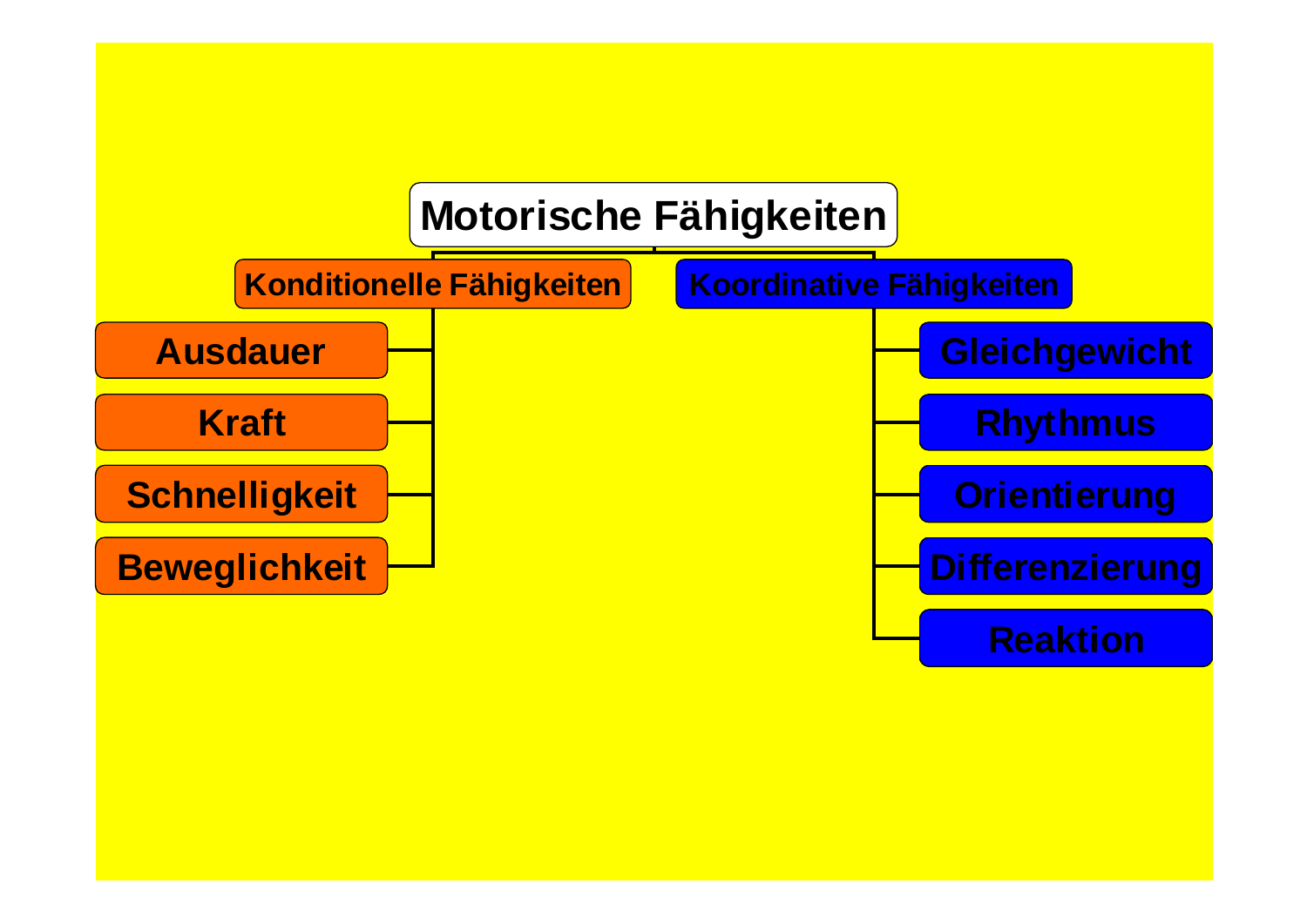# Motorische Fähigkeiten

## Konditionelle Fähigkeiten

- Ausdauer
- Kraft
- Schnelligkeit
- Beweglichkeit

## Koordinative Fähigkeiten

- Gleichgewicht
- Rhythmus
- Orientierung
- Differenzierung
- Reaktion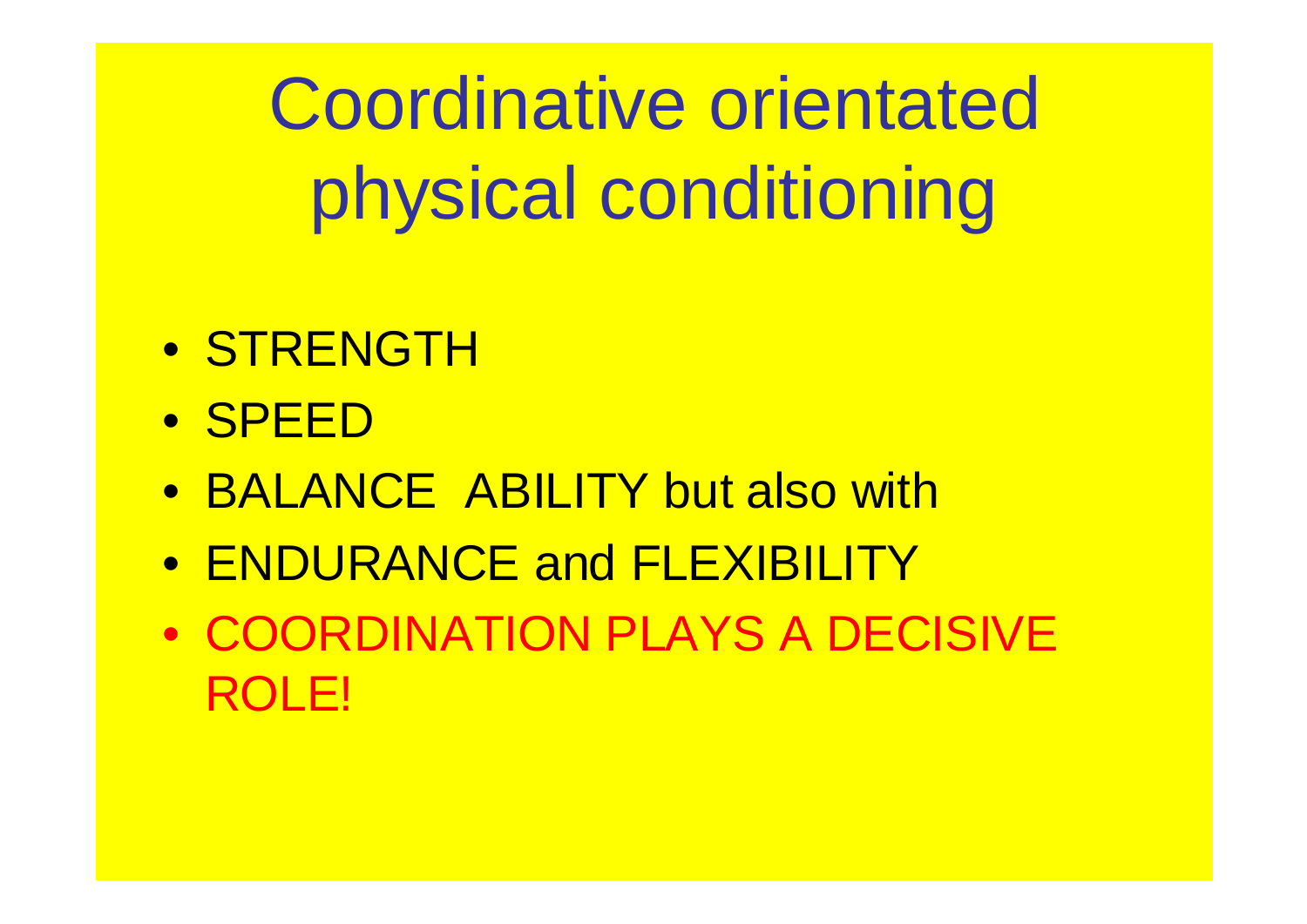# Coordinative orientated physical conditioning

- STRENGTH
- SPEED
- BALANCE  ABILITY but also with
- ENDURANCE and FLEXIBILITY
- COORDINATION PLAYS A DECISIVE ROLE!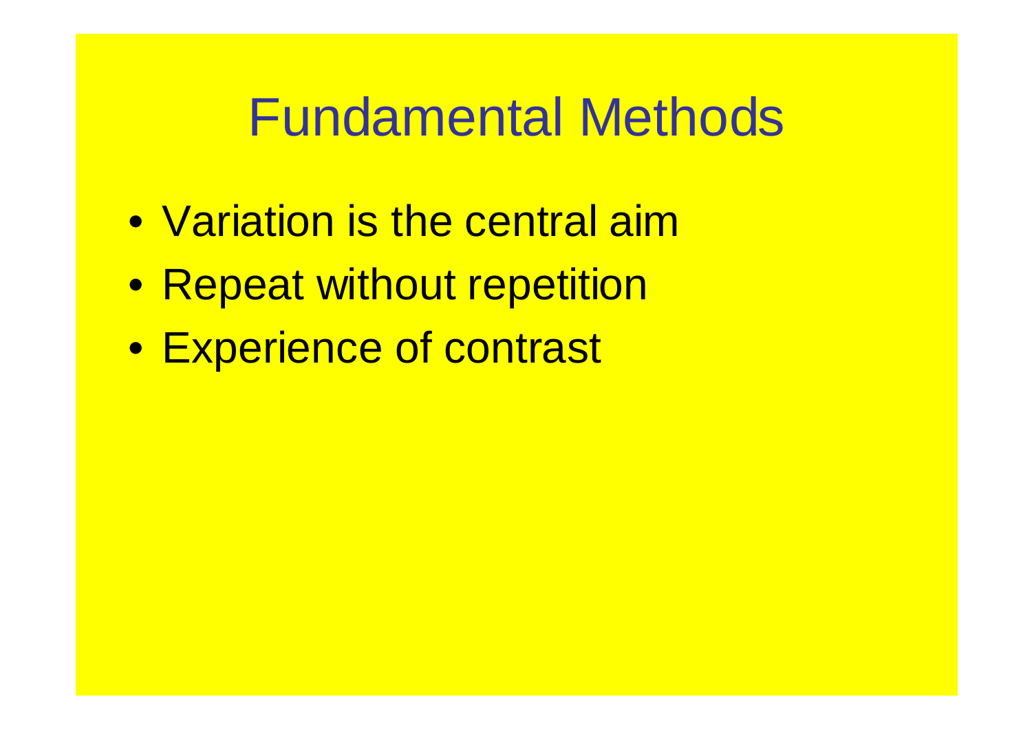# Fundamental Methods

- Variation is the central aim
- Repeat without repetition
- Experience of contrast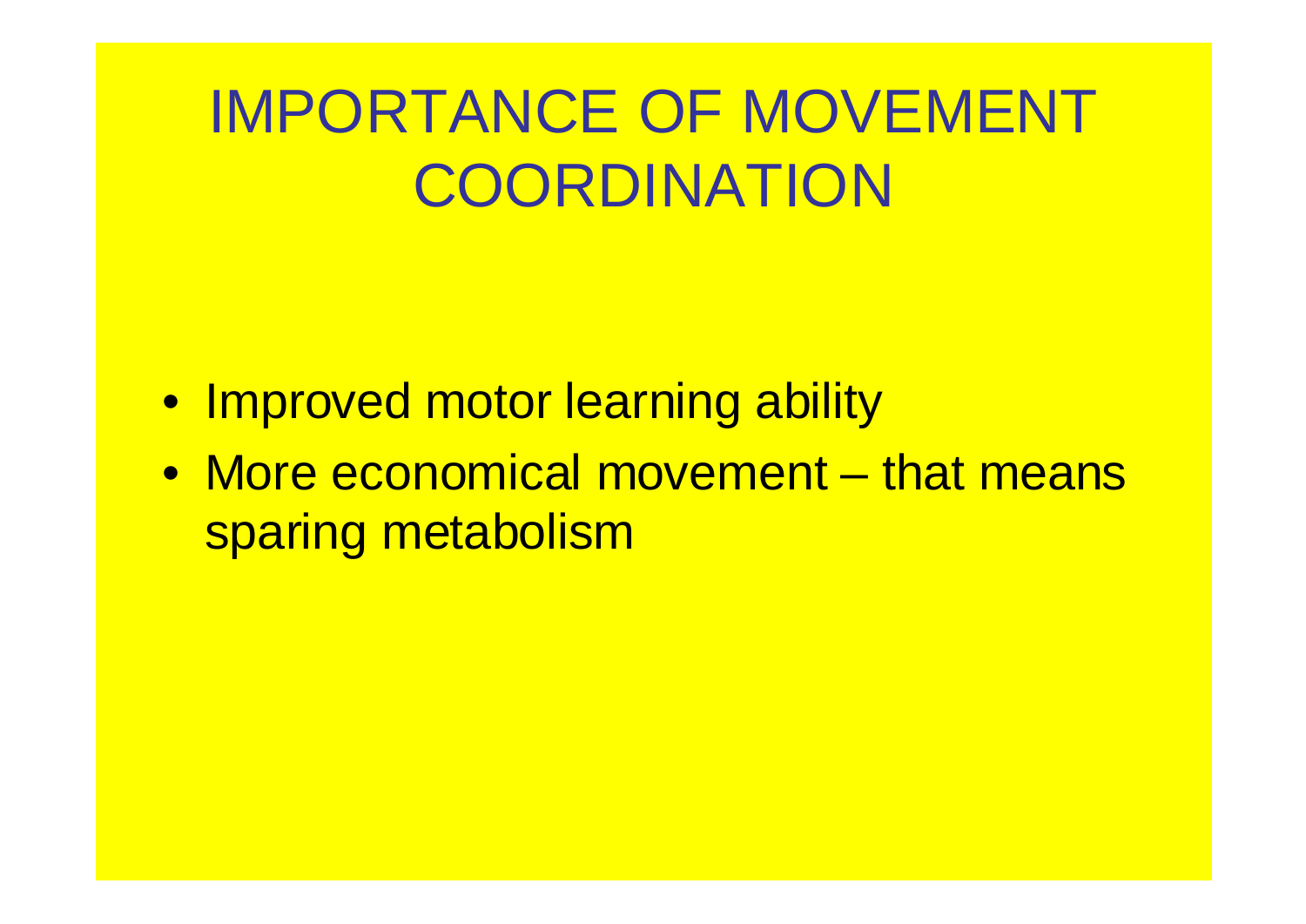# IMPORTANCE OF MOVEMENT COORDINATION

- Improved motor learning ability
- More economical movement – that means sparing metabolism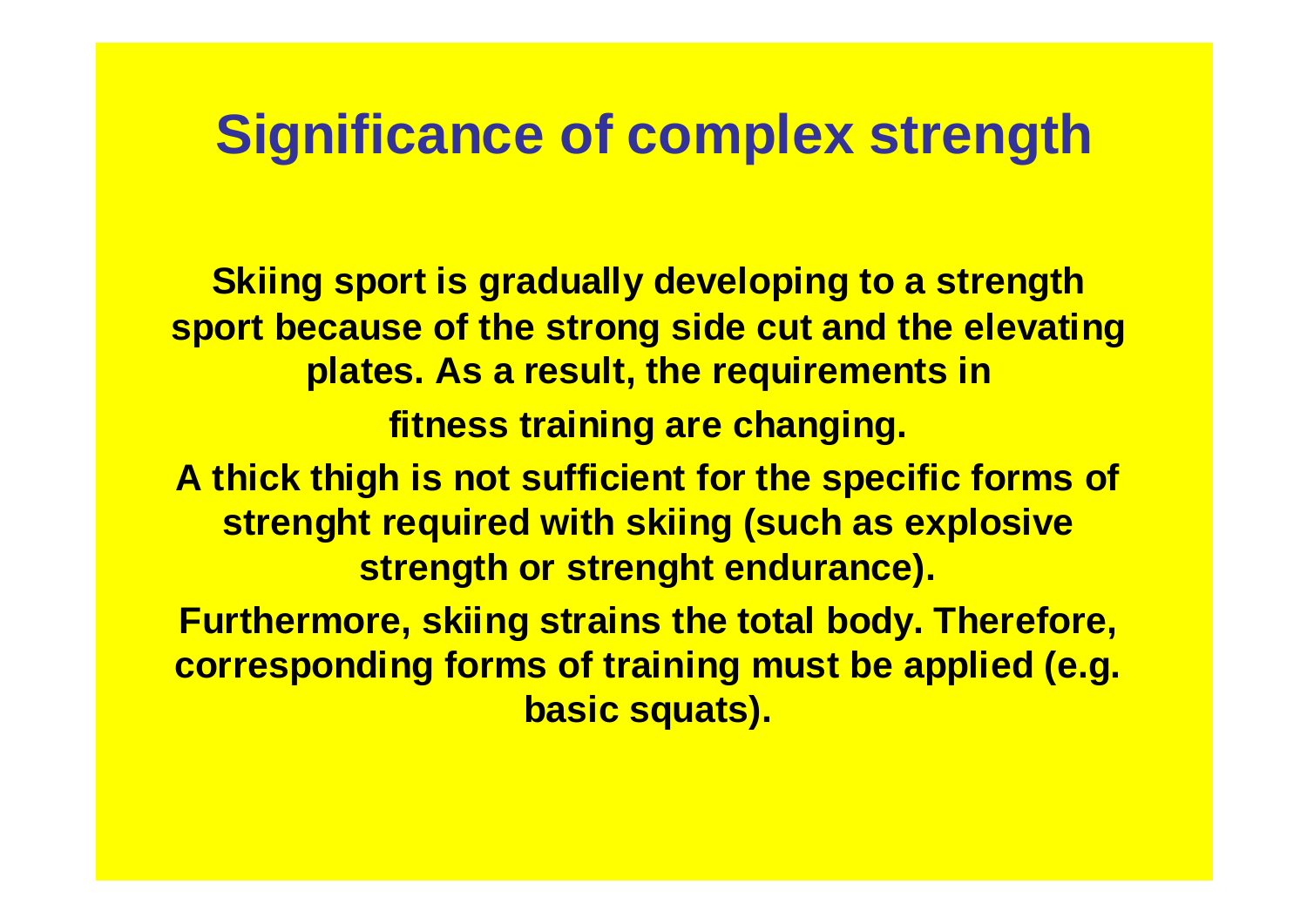# Significance of complex strength

**Skiing sport is gradually developing to a strength sport because of the strong side cut and the elevating plates. As a result, the requirements in fitness training are changing.**

**A thick thigh is not sufficient for the specific forms of strenght required with skiing (such as explosive strength or strenght endurance).**

**Furthermore, skiing strains the total body. Therefore, corresponding forms of training must be applied (e.g. basic squats).**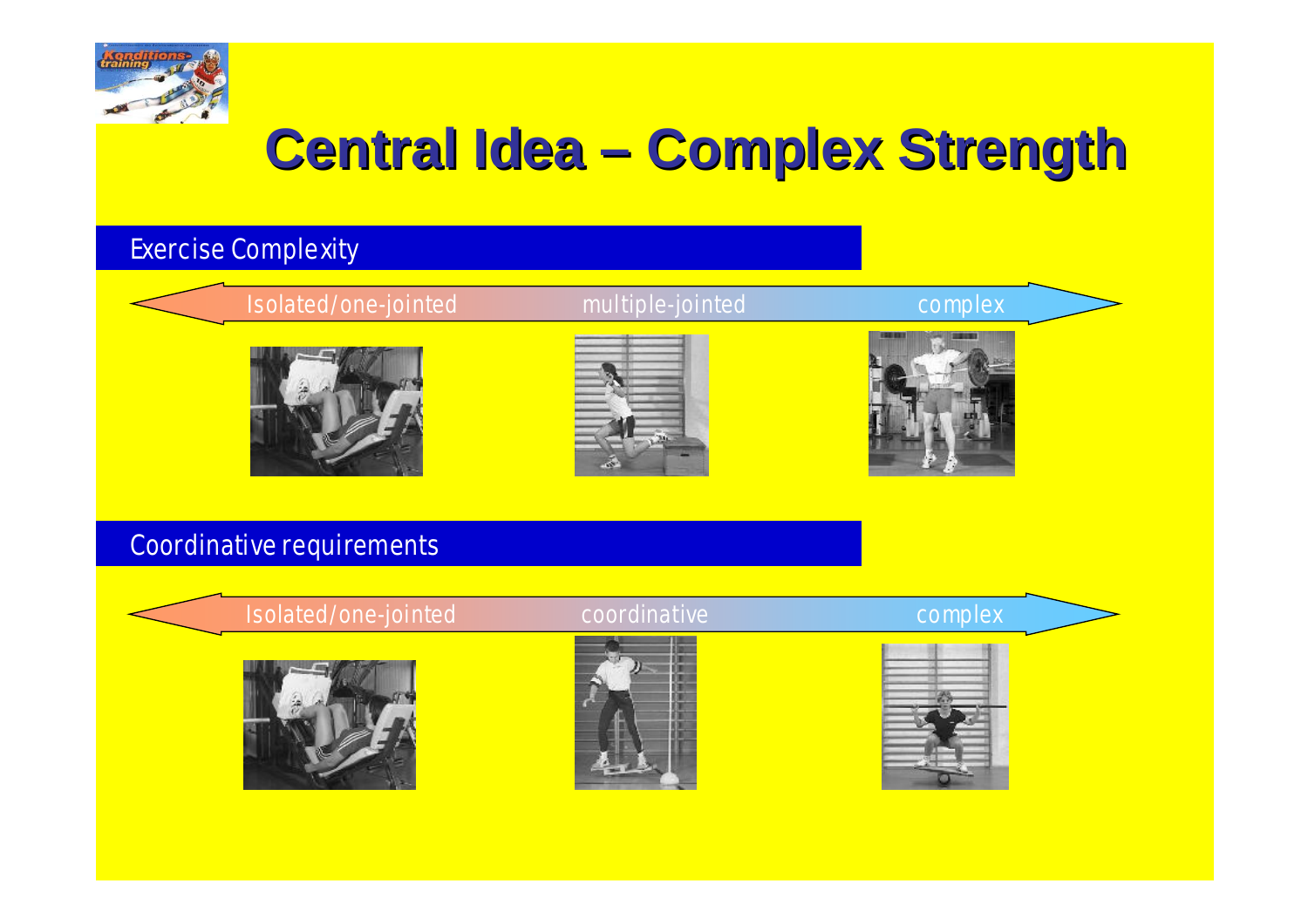# Central Idea – Complex Strength

## Exercise Complexity

Isolated/one-jointed — multiple-jointed — complex

## Coordinative requirements

Isolated/one-jointed — coordinative — complex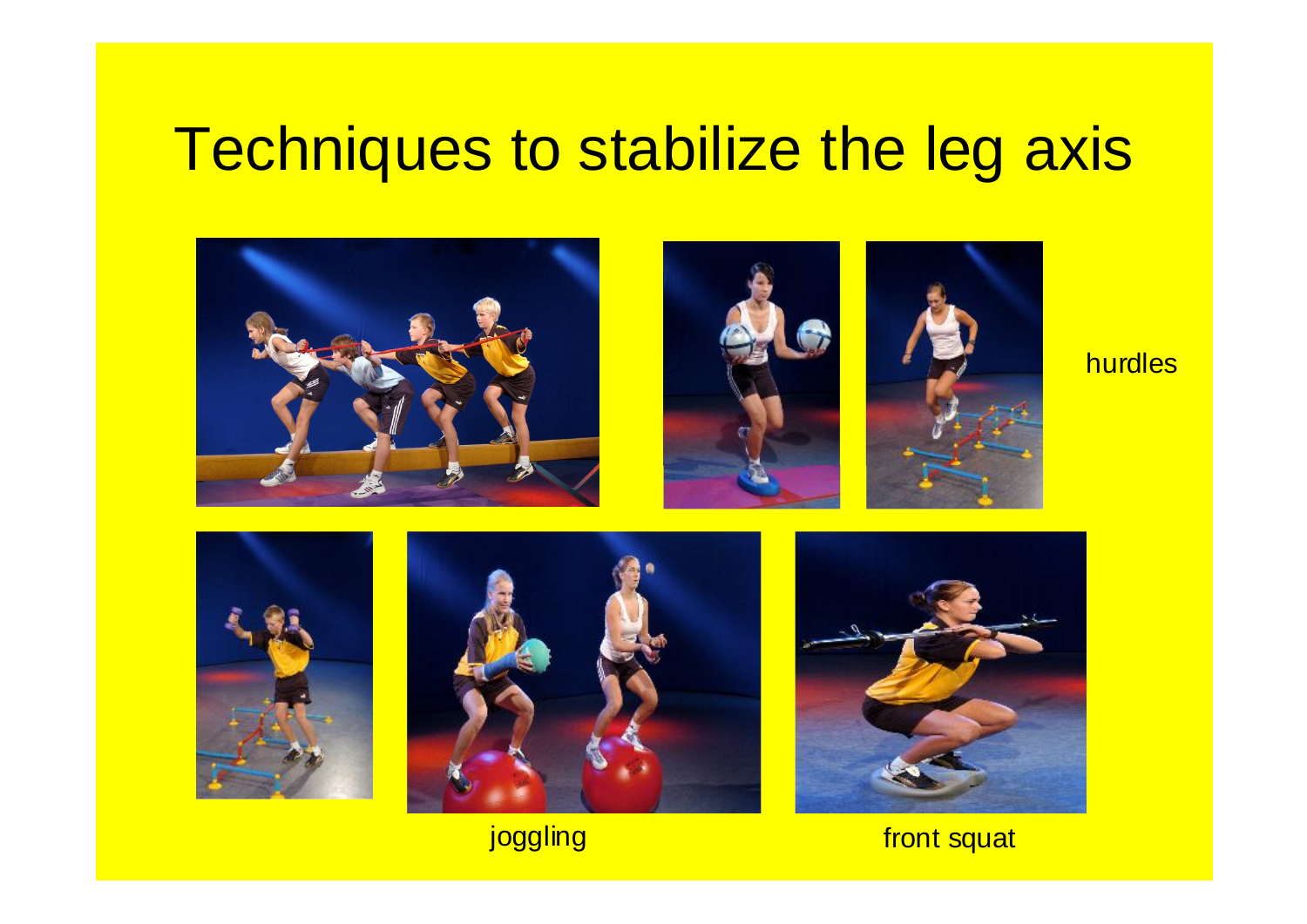# Techniques to stabilize the leg axis

hurdles

joggling

front squat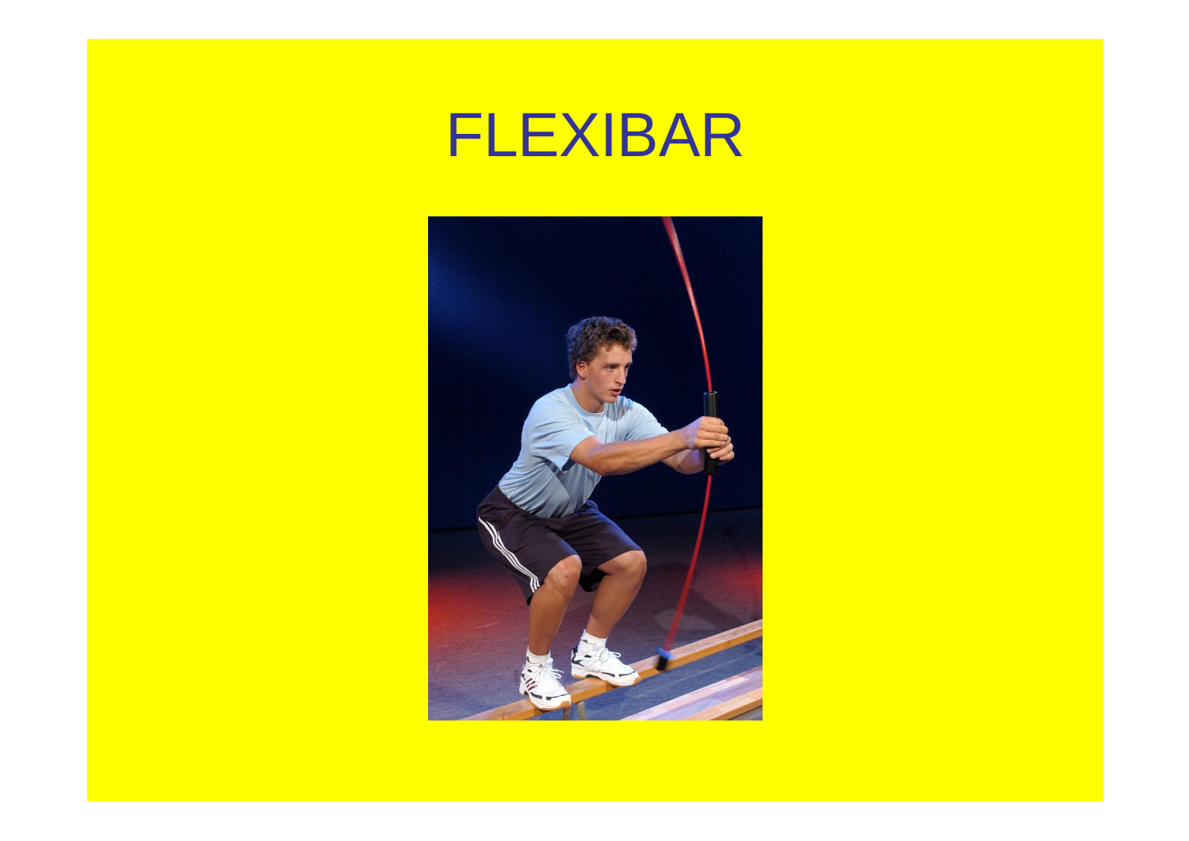# FLEXIBAR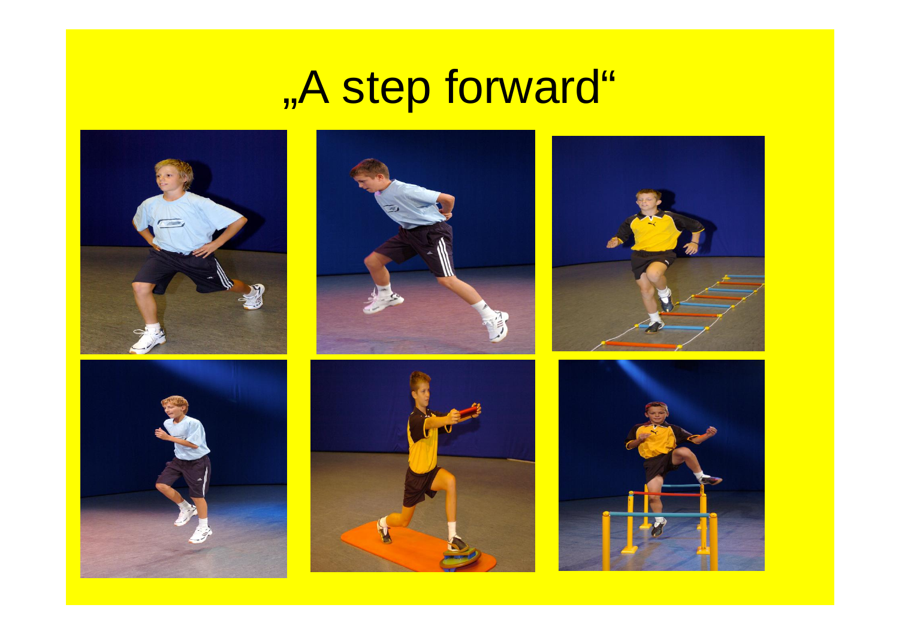# „A step forward“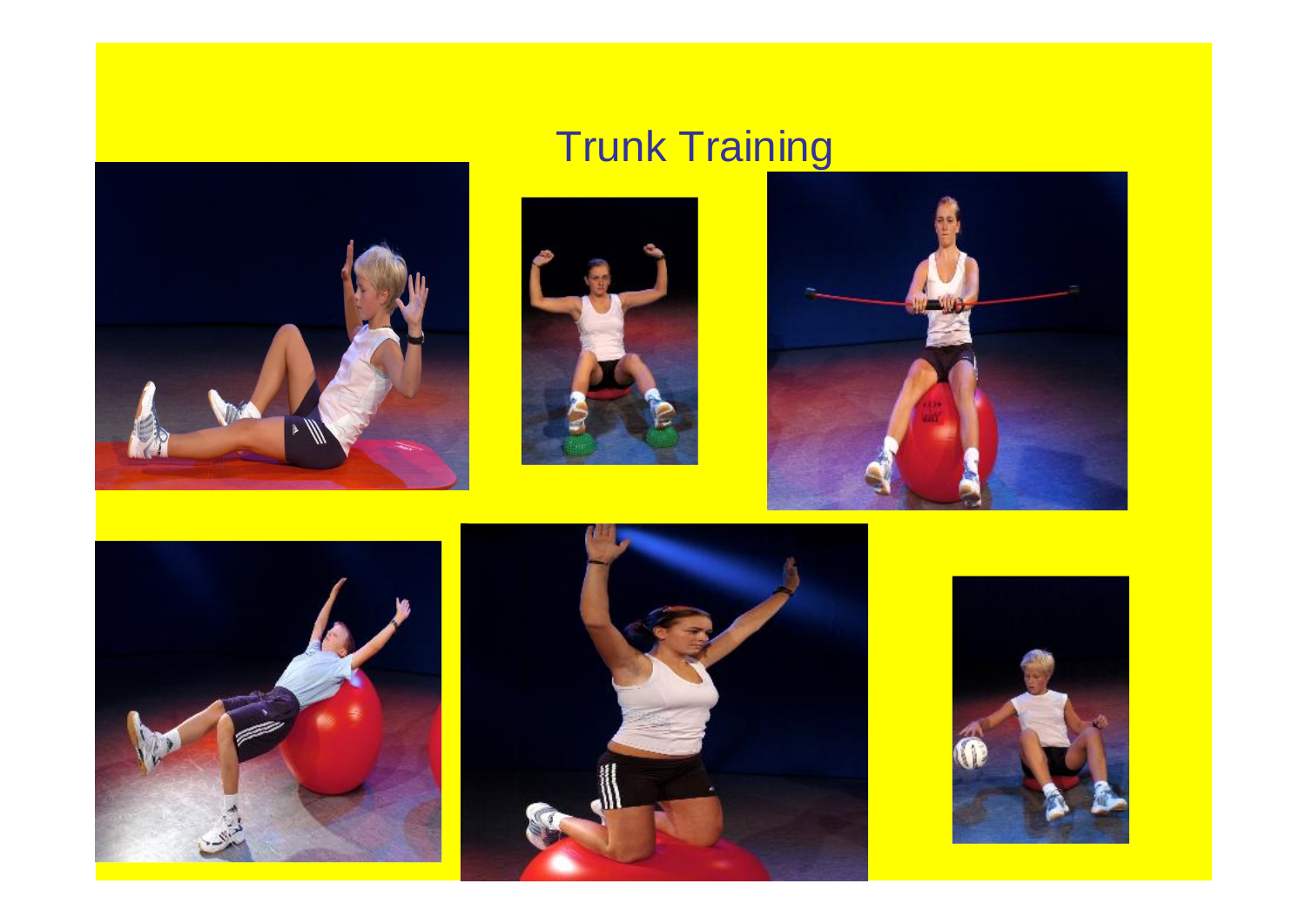# Trunk Training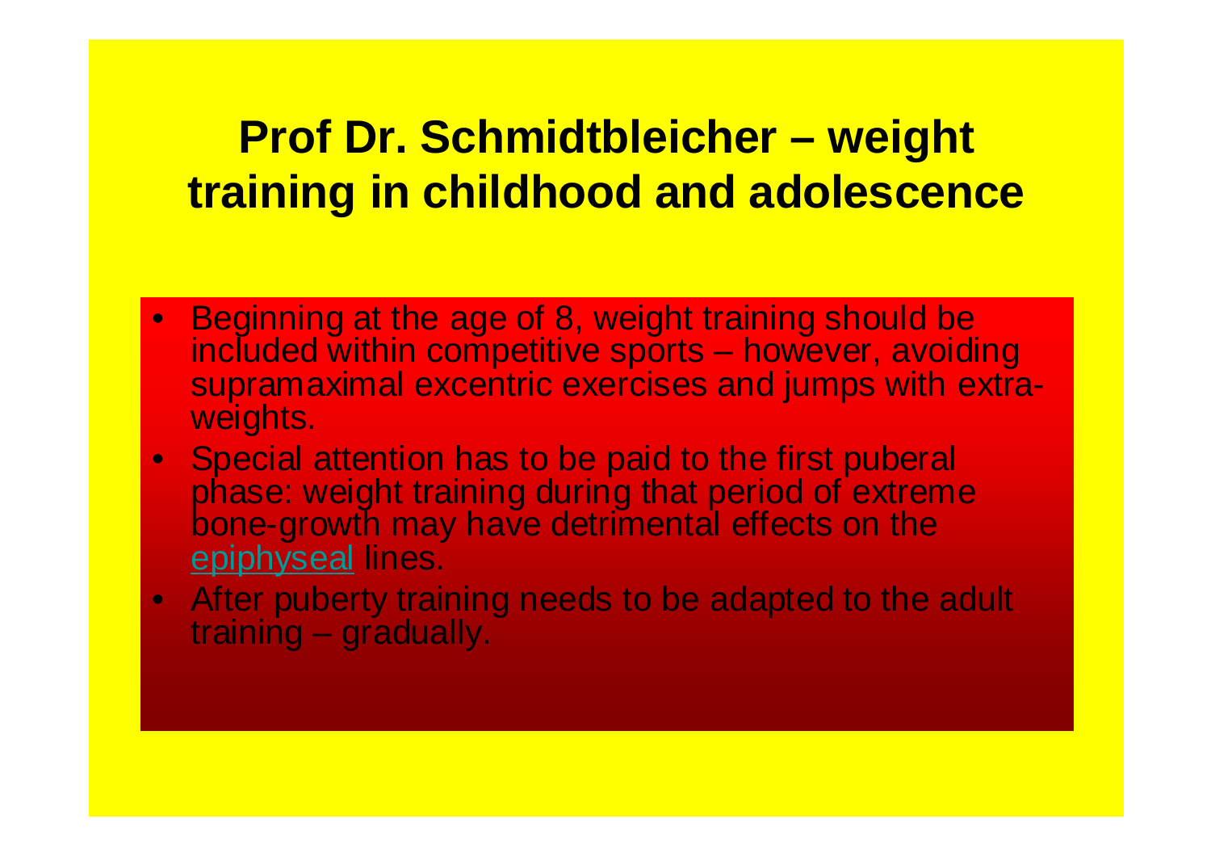# Prof Dr. Schmidtbleicher – weight training in childhood and adolescence

- Beginning at the age of 8, weight training should be included within competitive sports – however, avoiding supramaximal excentric exercises and jumps with extra-weights.
- Special attention has to be paid to the first puberal phase: weight training during that period of extreme bone-growth may have detrimental effects on the epiphyseal lines.
- After puberty training needs to be adapted to the adult training – gradually.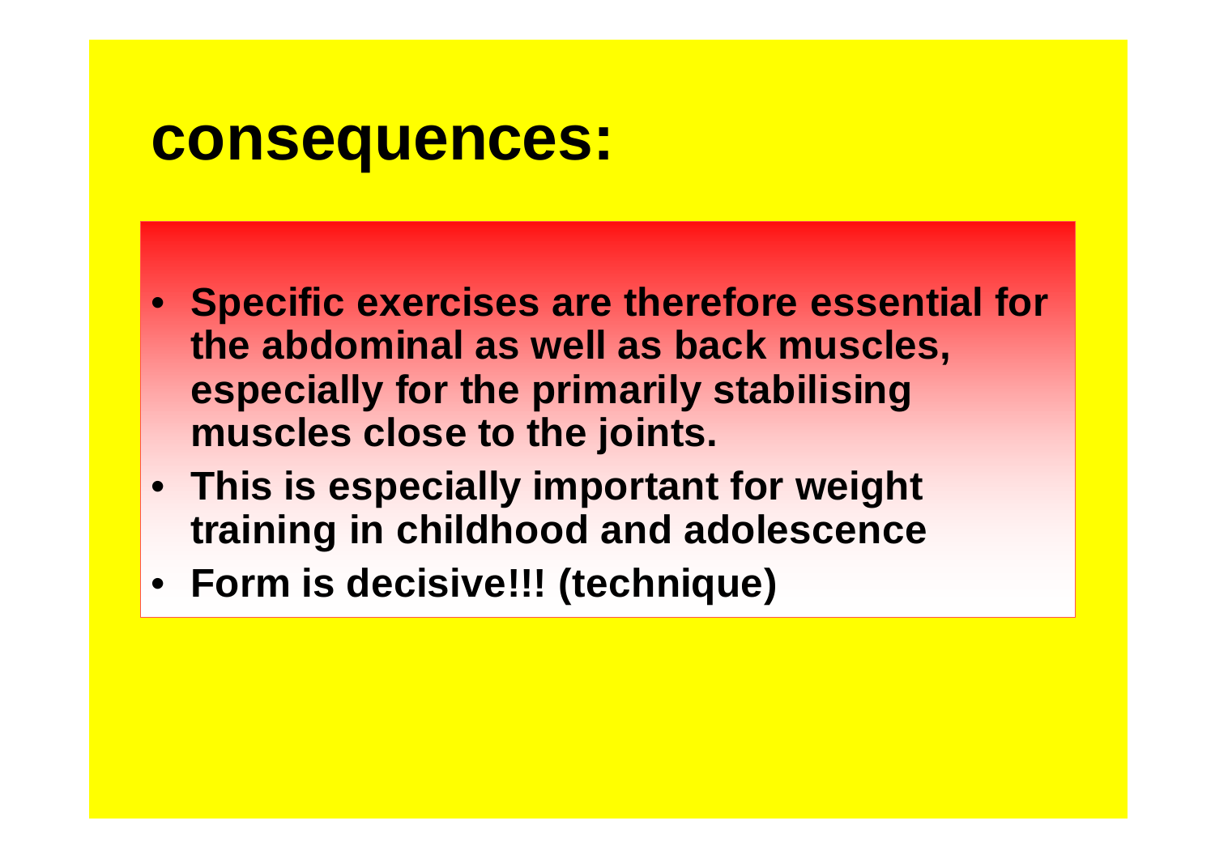# consequences:

- **Specific exercises are therefore essential for the abdominal as well as back muscles, especially for the primarily stabilising muscles close to the joints.**
- **This is especially important for weight training in childhood and adolescence**
- **Form is decisive!!! (technique)**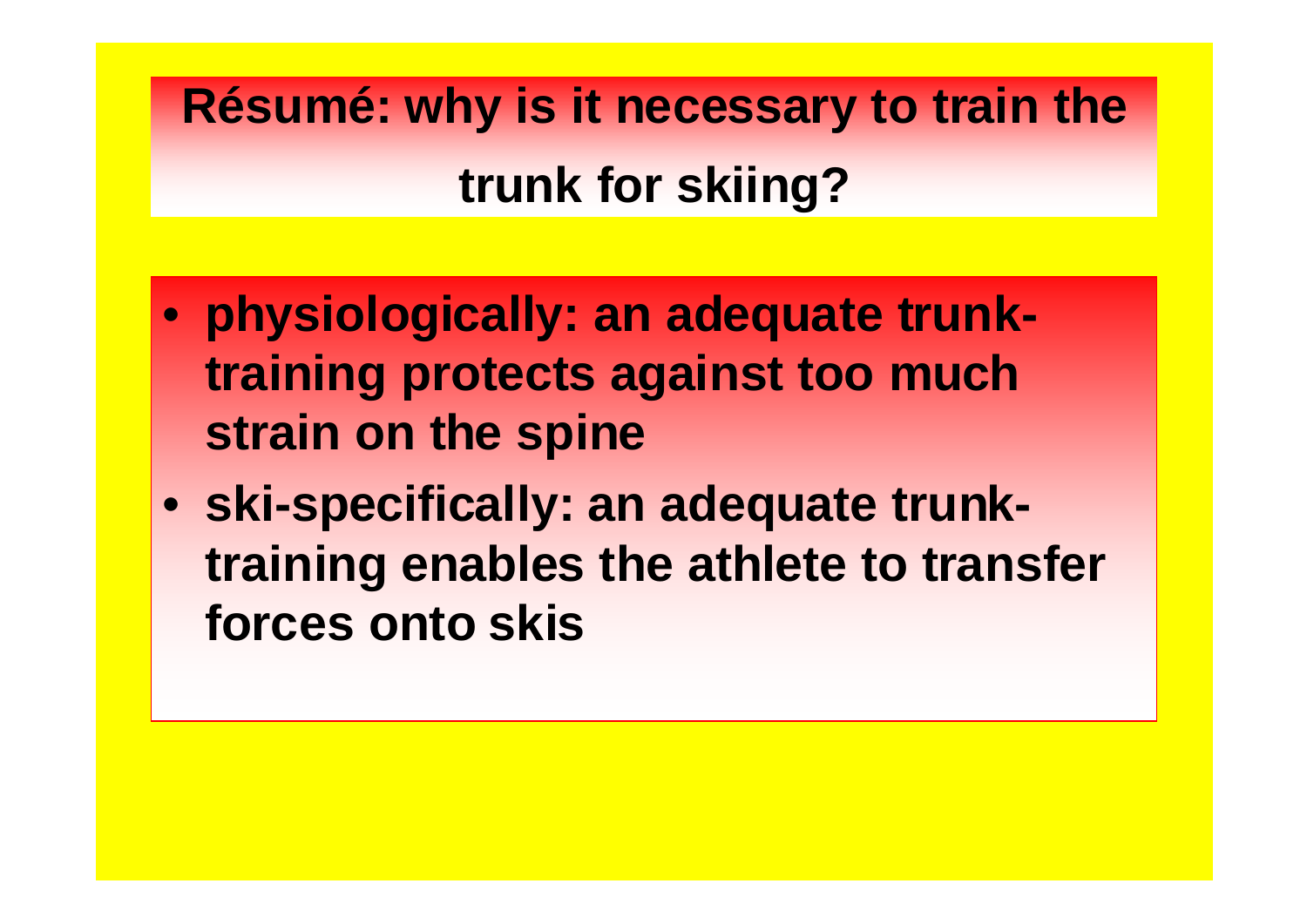# Résumé: why is it necessary to train the trunk for skiing?

- **physiologically: an adequate trunk-training protects against too much strain on the spine**
- **ski-specifically: an adequate trunk-training enables the athlete to transfer forces onto skis**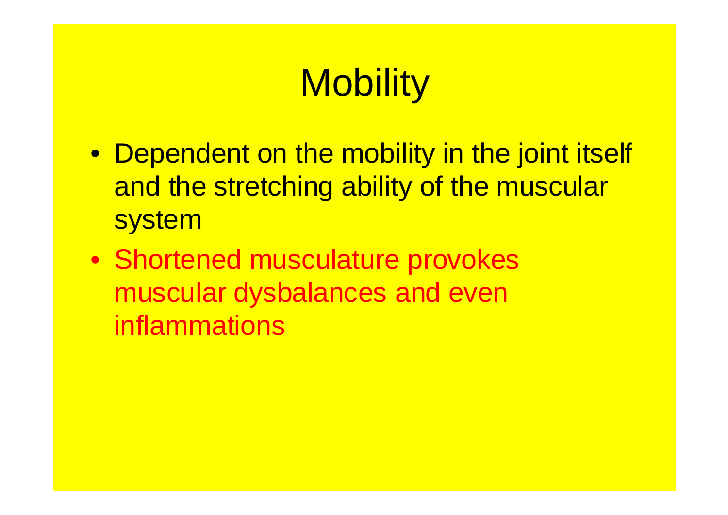# Mobility

- Dependent on the mobility in the joint itself and the stretching ability of the muscular system
- Shortened musculature provokes muscular dysbalances and even inflammations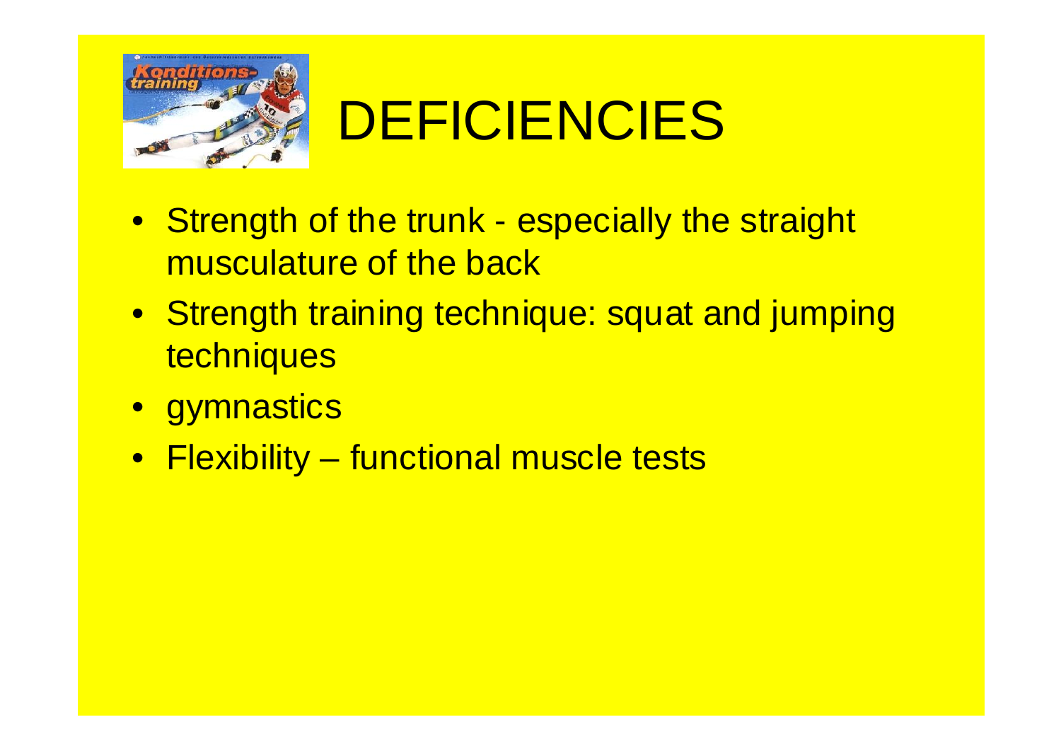# DEFICIENCIES

- Strength of the trunk - especially the straight musculature of the back
- Strength training technique: squat and jumping techniques
- gymnastics
- Flexibility – functional muscle tests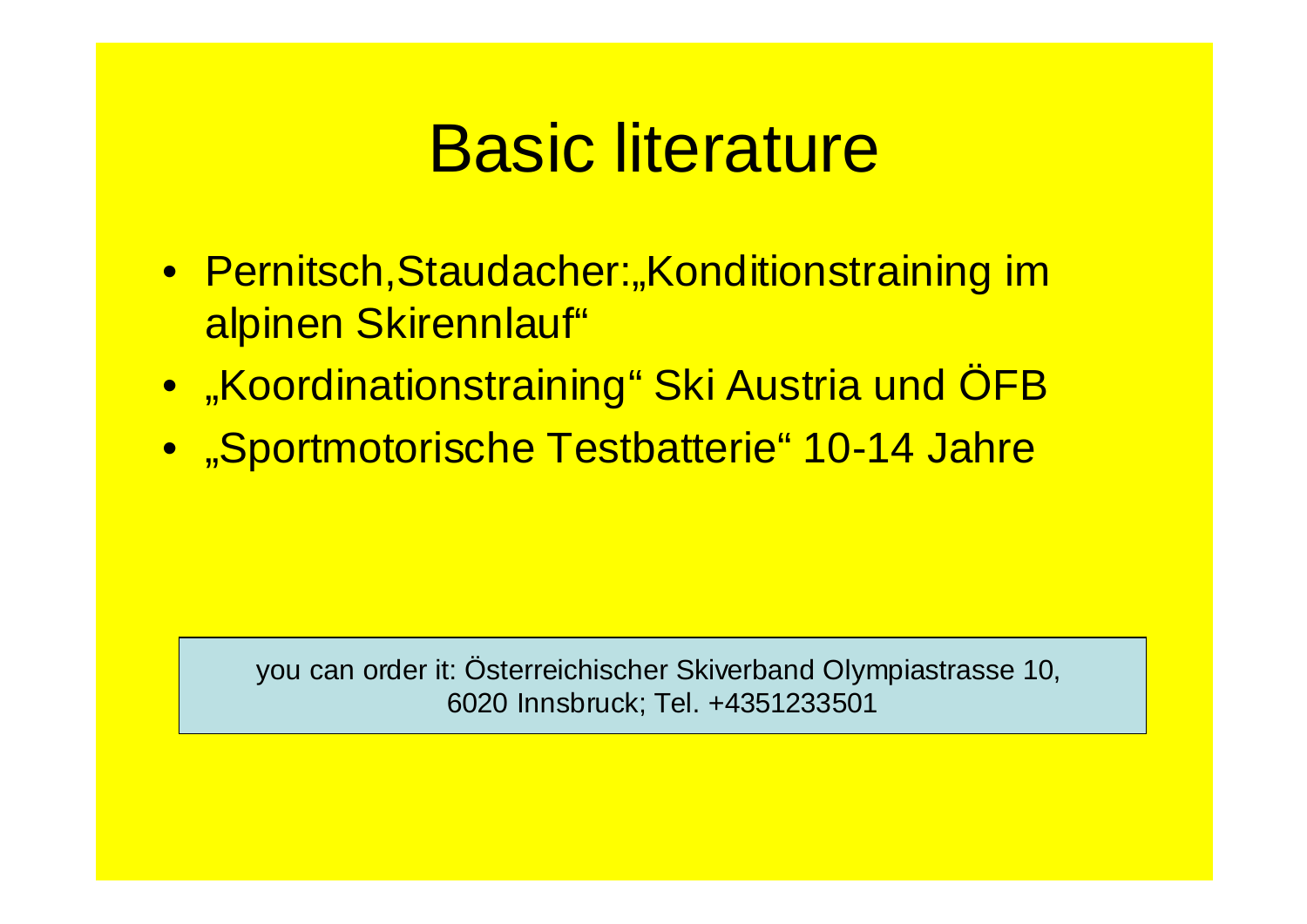# Basic literature

- Pernitsch,Staudacher:„Konditionstraining im alpinen Skirennlauf“
- „Koordinationstraining“ Ski Austria und ÖFB
- „Sportmotorische Testbatterie“ 10-14 Jahre

you can order it: Österreichischer Skiverband Olympiastrasse 10, 6020 Innsbruck; Tel. +4351233501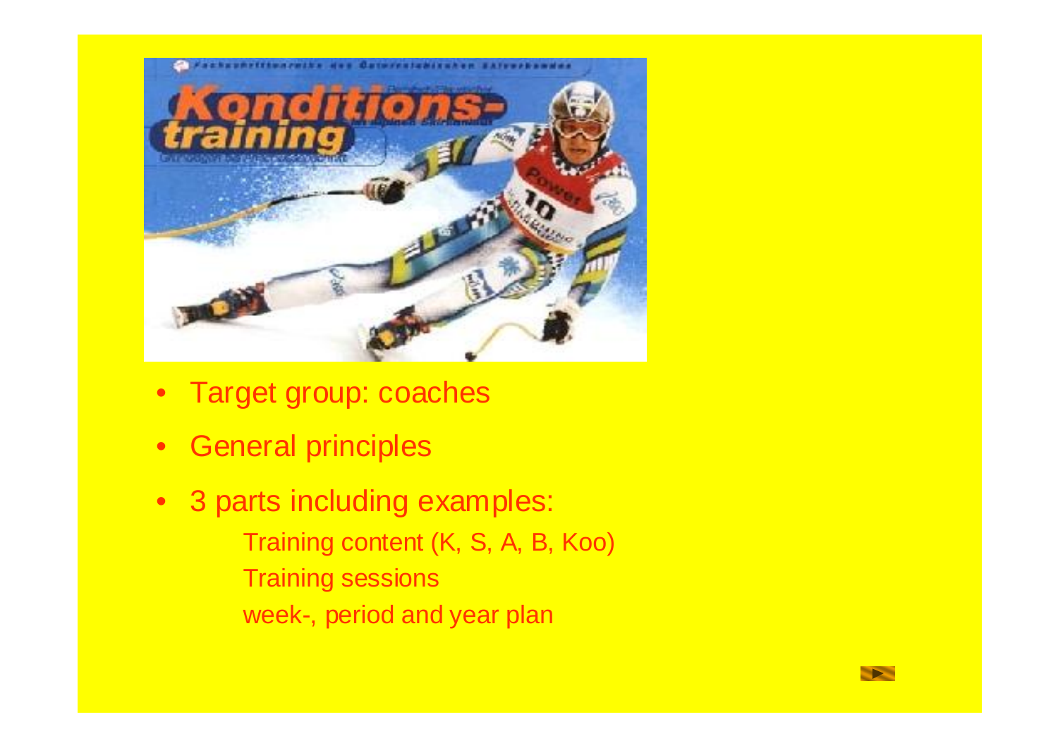- Target group: coaches
- General principles
- 3 parts including examples:
  - Training content (K, S, A, B, Koo)
  - Training sessions
  - week-, period and year plan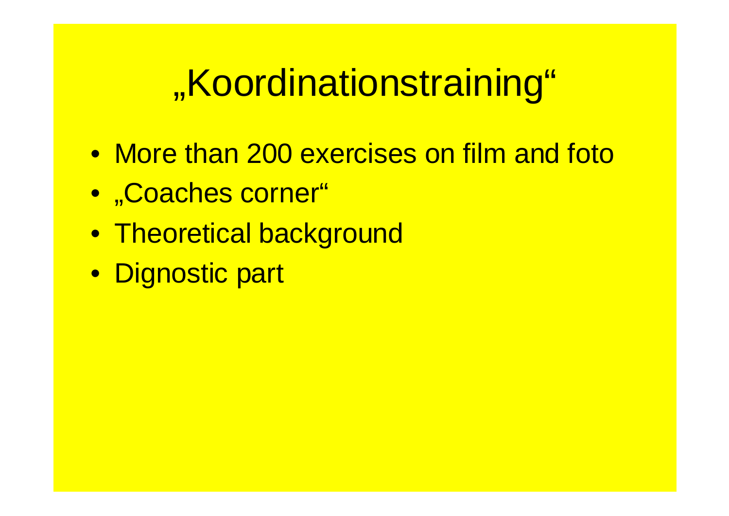# „Koordinationstraining“

- More than 200 exercises on film and foto
- „Coaches corner“
- Theoretical background
- Dignostic part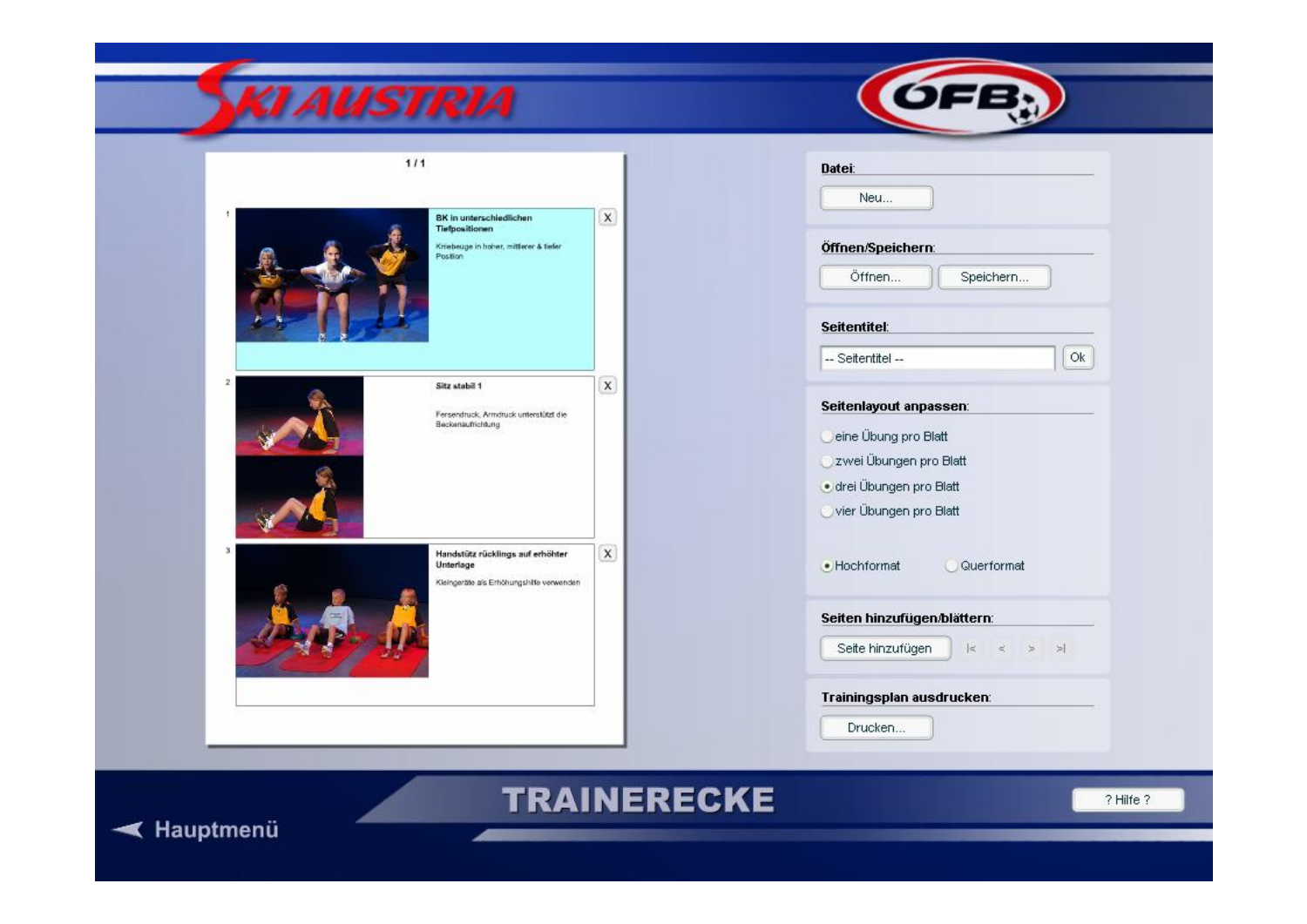SKI AUSTRIA

ÖFB

1 / 1

1

**BK in unterschiedlichen Tiefpositionen**

Kniebeuge in hoher, mittlerer & tiefer Position

2

**Sitz stabil 1**

Fersendruck, Armdruck unterstützt die Beckenaufrichtung

3

**Handstütz rücklings auf erhöhter Unterlage**

Kleingeräte als Erhöhungshilfe verwenden

**Datei:**

Neu...

**Öffnen/Speichern:**

Öffnen... Speichern...

**Seitentitel:**

-- Seitentitel -- Ok

**Seitenlayout anpassen:**

- eine Übung pro Blatt
- zwei Übungen pro Blatt
- drei Übungen pro Blatt
- vier Übungen pro Blatt

- Hochformat
- Querformat

**Seiten hinzufügen/blättern:**

Seite hinzufügen |< < > >|

**Trainingsplan ausdrucken:**

Drucken...

TRAINERECKE

Hauptmenü

? Hilfe ?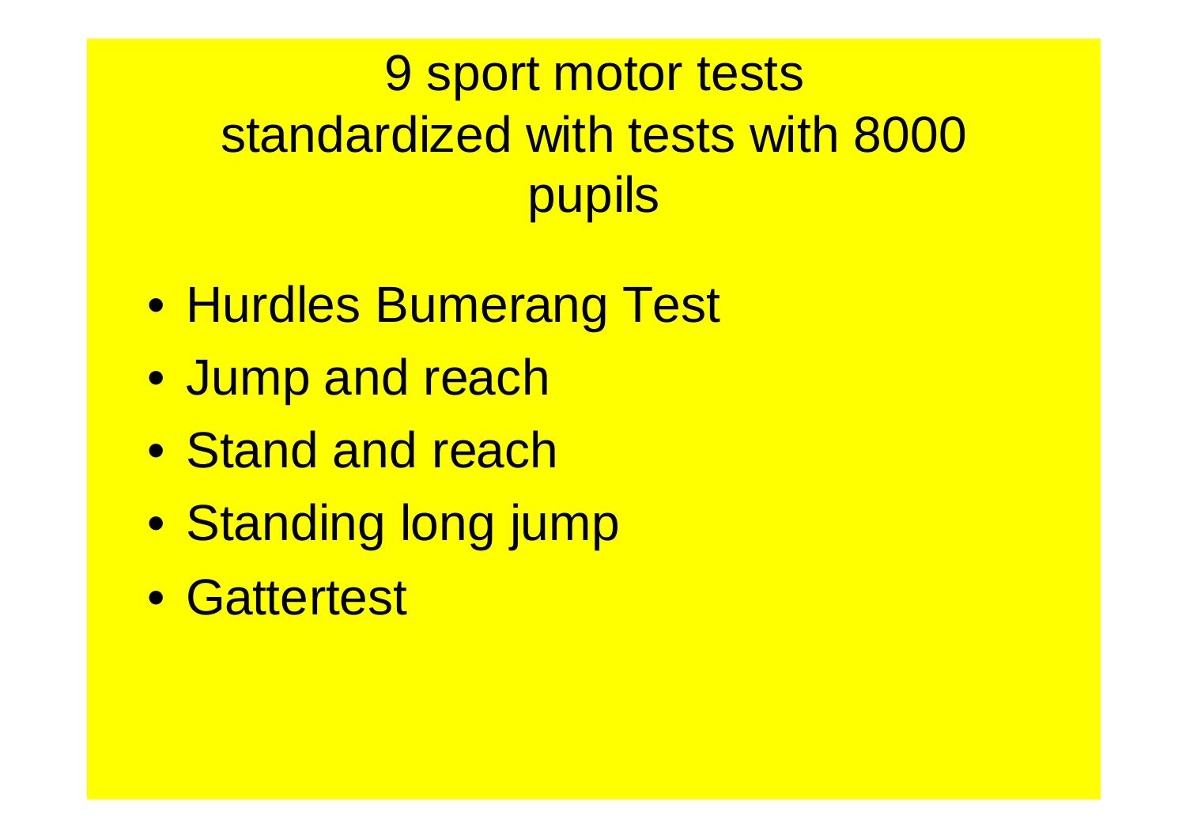# 9 sport motor tests standardized with tests with 8000 pupils

- Hurdles Bumerang Test
- Jump and reach
- Stand and reach
- Standing long jump
- Gattertest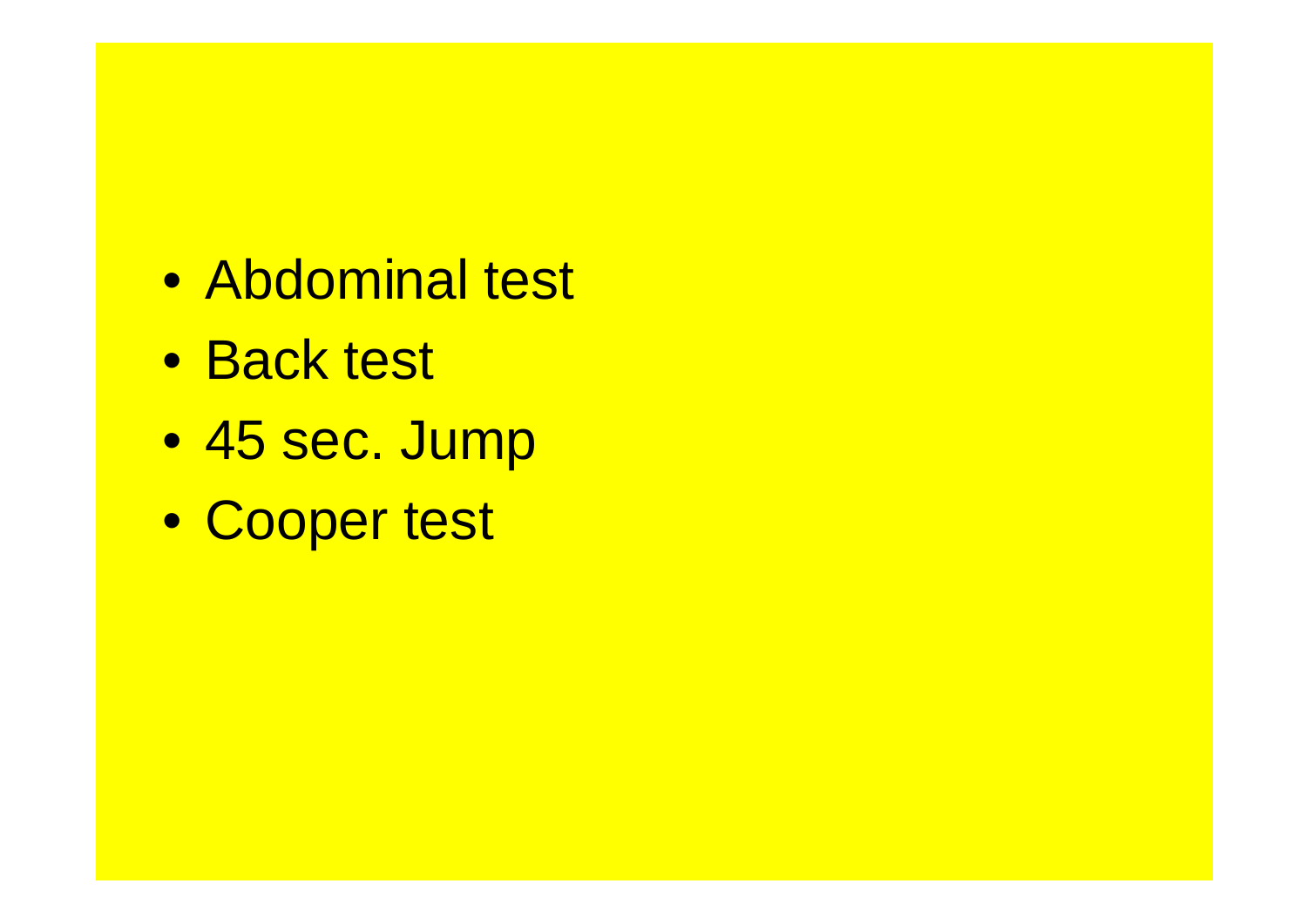- Abdominal test
- Back test
- 45 sec. Jump
- Cooper test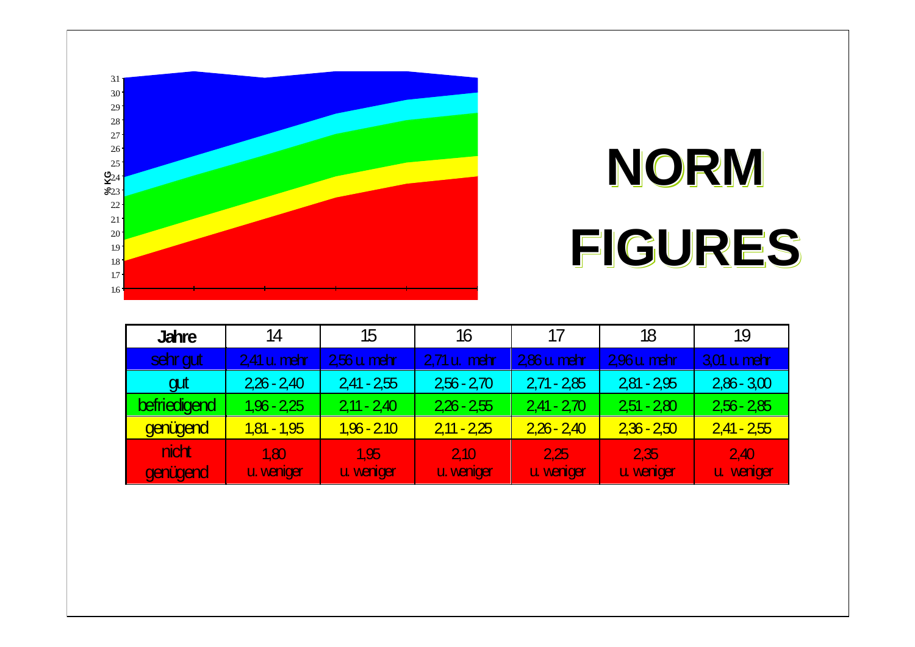# NORM FIGURES

| Jahre | 14 | 15 | 16 | 17 | 18 | 19 |
|---|---|---|---|---|---|---|
| sehr gut | 2,41 u. mehr | 2,56 u. mehr | 2,71 u. mehr | 2,86 u. mehr | 2,96 u. mehr | 3,01 u. mehr |
| gut | 2,26 - 2,40 | 2,41 - 2,55 | 2,56 - 2,70 | 2,71 - 2,85 | 2,81 - 2,95 | 2,86 - 3,00 |
| befriedigend | 1,96 - 2,25 | 2,11 - 2,40 | 2,26 - 2,55 | 2,41 - 2,70 | 2,51 - 2,80 | 2,56 - 2,85 |
| genügend | 1,81 - 1,95 | 1,96 - 2.10 | 2,11 - 2,25 | 2,26 - 2,40 | 2,36 - 2,50 | 2,41 - 2,55 |
| nicht genügend | 1,80 u. weniger | 1,95 u. weniger | 2,10 u. weniger | 2,25 u. weniger | 2,35 u. weniger | 2,40 u. weniger |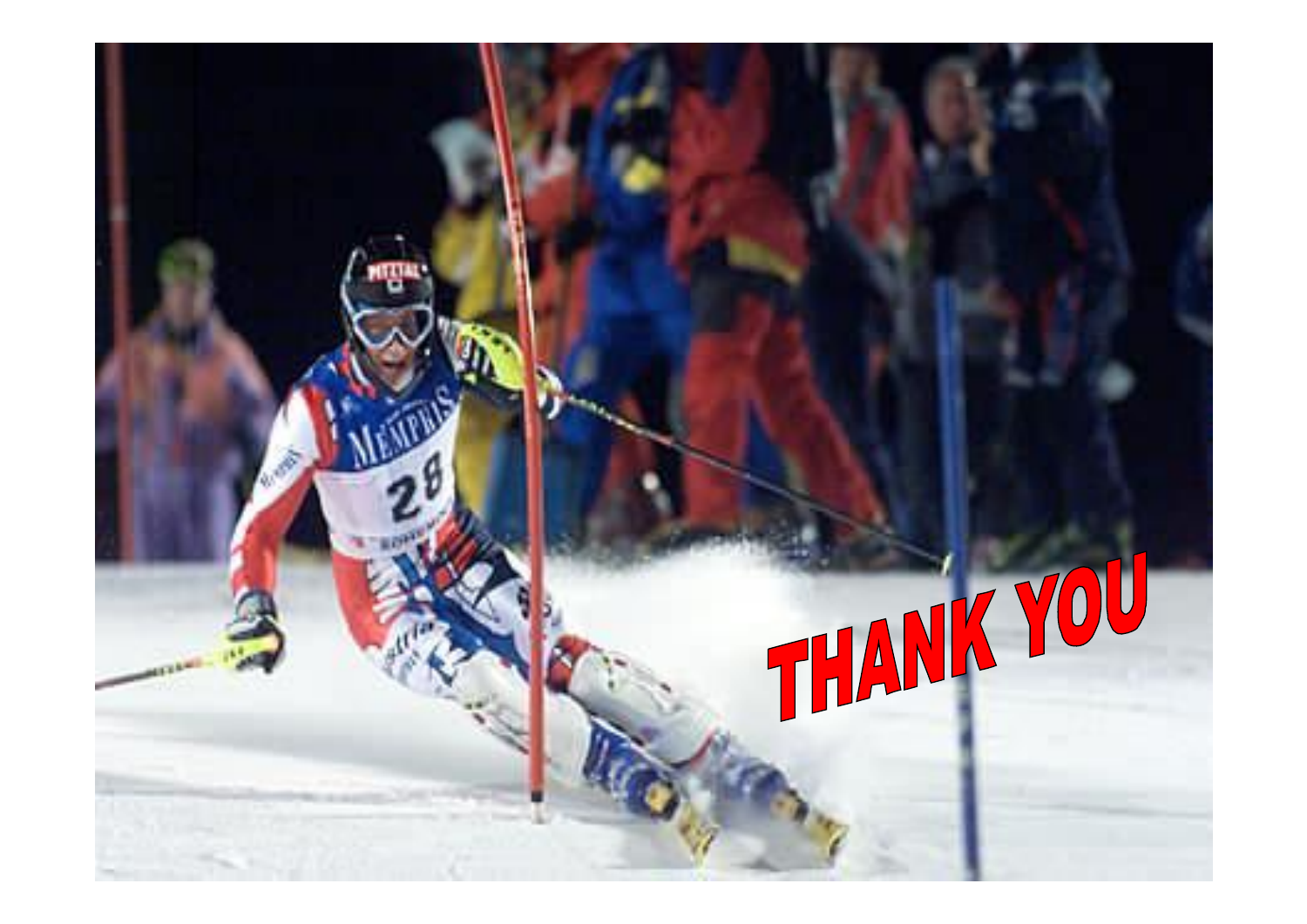THANK YOU